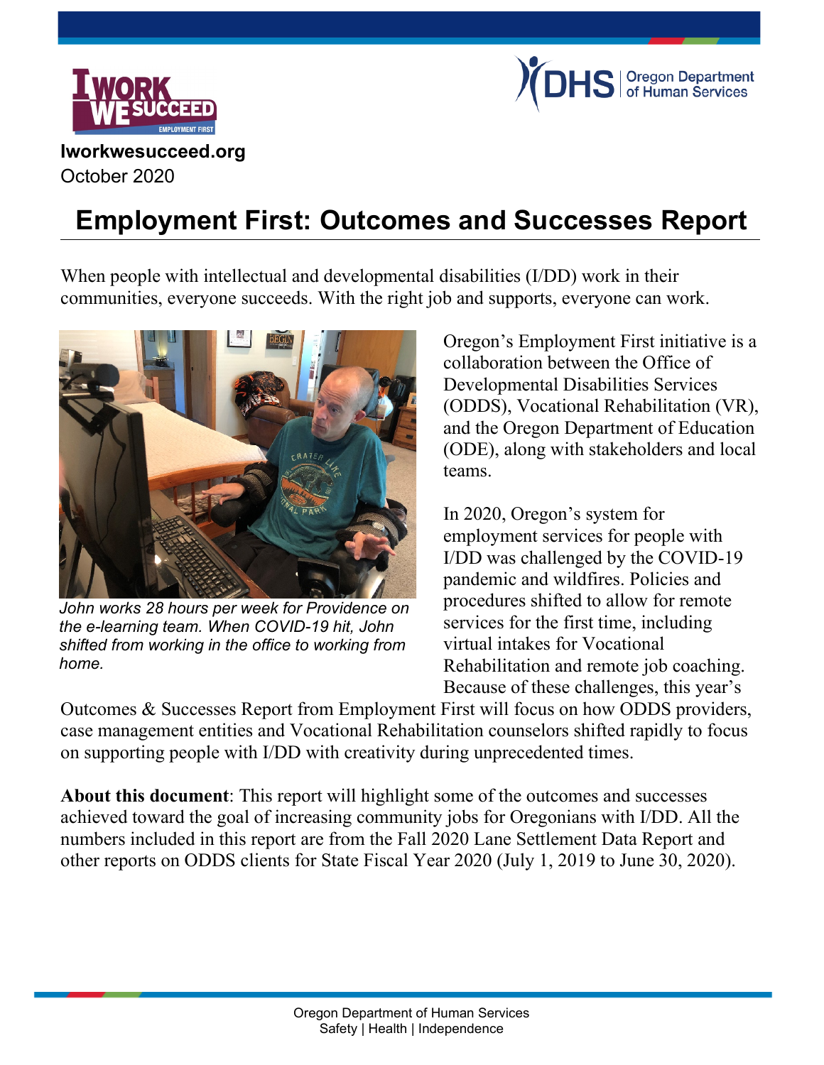Iworkwesucceed.org
October 2020

# Employment First: Outcomes and Successes Report

When people with intellectual and developmental disabilities (I/DD) work in their communities, everyone succeeds. With the right job and supports, everyone can work.

*John works 28 hours per week for Providence on the e-learning team. When COVID-19 hit, John shifted from working in the office to working from home.*

Oregon's Employment First initiative is a collaboration between the Office of Developmental Disabilities Services (ODDS), Vocational Rehabilitation (VR), and the Oregon Department of Education (ODE), along with stakeholders and local teams.

In 2020, Oregon's system for employment services for people with I/DD was challenged by the COVID-19 pandemic and wildfires. Policies and procedures shifted to allow for remote services for the first time, including virtual intakes for Vocational Rehabilitation and remote job coaching. Because of these challenges, this year's Outcomes & Successes Report from Employment First will focus on how ODDS providers, case management entities and Vocational Rehabilitation counselors shifted rapidly to focus on supporting people with I/DD with creativity during unprecedented times.

**About this document**: This report will highlight some of the outcomes and successes achieved toward the goal of increasing community jobs for Oregonians with I/DD. All the numbers included in this report are from the Fall 2020 Lane Settlement Data Report and other reports on ODDS clients for State Fiscal Year 2020 (July 1, 2019 to June 30, 2020).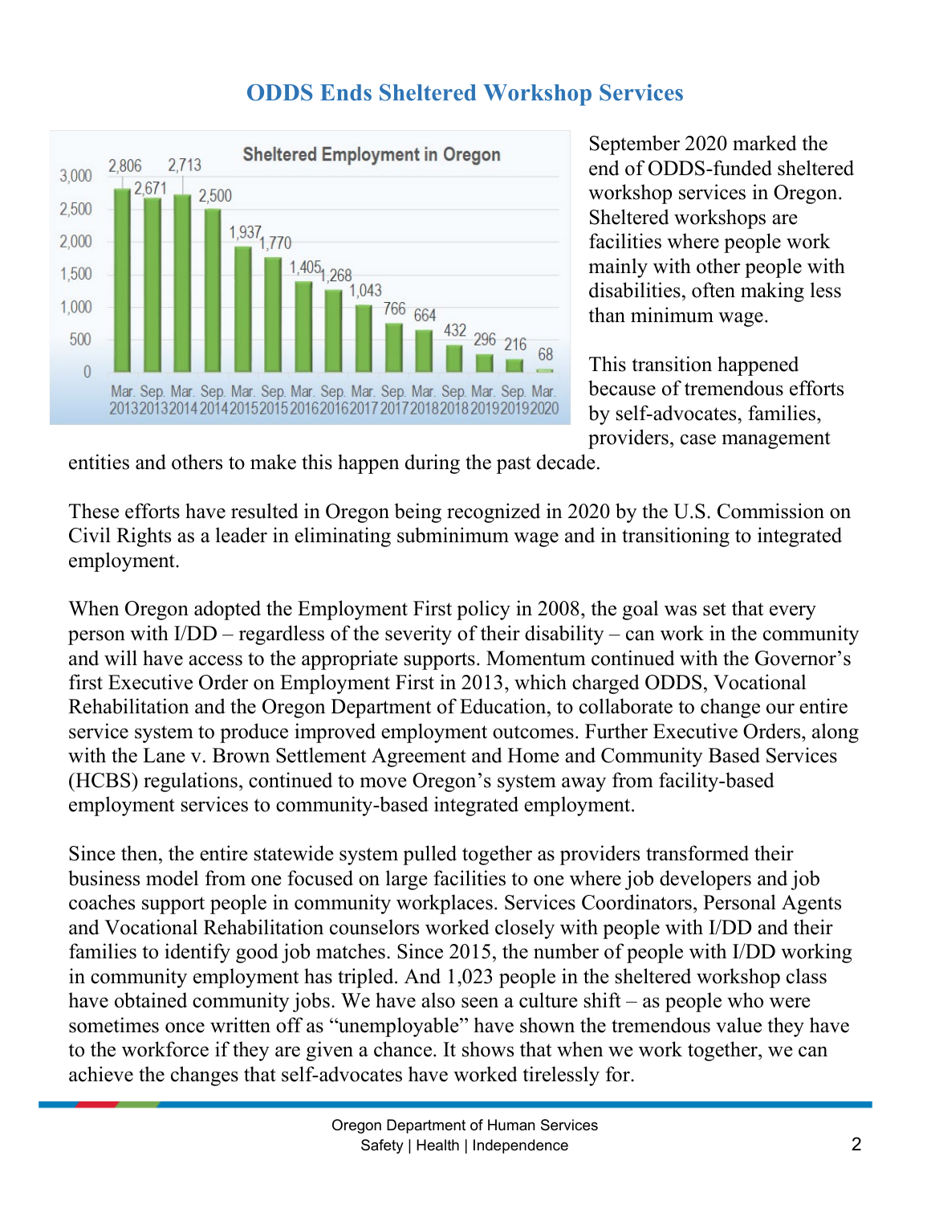# ODDS Ends Sheltered Workshop Services

**Sheltered Employment in Oregon**

| Date | Number |
|---|---|
| Mar. 2013 | 2,806 |
| Sep. 2013 | 2,671 |
| Mar. 2014 | 2,713 |
| Sep. 2014 | 2,500 |
| Mar. 2015 | 1,937 |
| Sep. 2015 | 1,770 |
| Mar. 2016 | 1,405 |
| Sep. 2016 | 1,268 |
| Mar. 2017 | 1,043 |
| Sep. 2017 | 766 |
| Mar. 2018 | 664 |
| Sep. 2018 | 432 |
| Mar. 2019 | 296 |
| Sep. 2019 | 216 |
| Mar. 2020 | 68 |

September 2020 marked the end of ODDS-funded sheltered workshop services in Oregon. Sheltered workshops are facilities where people work mainly with other people with disabilities, often making less than minimum wage.

This transition happened because of tremendous efforts by self-advocates, families, providers, case management entities and others to make this happen during the past decade.

These efforts have resulted in Oregon being recognized in 2020 by the U.S. Commission on Civil Rights as a leader in eliminating subminimum wage and in transitioning to integrated employment.

When Oregon adopted the Employment First policy in 2008, the goal was set that every person with I/DD – regardless of the severity of their disability – can work in the community and will have access to the appropriate supports. Momentum continued with the Governor's first Executive Order on Employment First in 2013, which charged ODDS, Vocational Rehabilitation and the Oregon Department of Education, to collaborate to change our entire service system to produce improved employment outcomes. Further Executive Orders, along with the Lane v. Brown Settlement Agreement and Home and Community Based Services (HCBS) regulations, continued to move Oregon's system away from facility-based employment services to community-based integrated employment.

Since then, the entire statewide system pulled together as providers transformed their business model from one focused on large facilities to one where job developers and job coaches support people in community workplaces. Services Coordinators, Personal Agents and Vocational Rehabilitation counselors worked closely with people with I/DD and their families to identify good job matches. Since 2015, the number of people with I/DD working in community employment has tripled. And 1,023 people in the sheltered workshop class have obtained community jobs. We have also seen a culture shift – as people who were sometimes once written off as "unemployable" have shown the tremendous value they have to the workforce if they are given a chance. It shows that when we work together, we can achieve the changes that self-advocates have worked tirelessly for.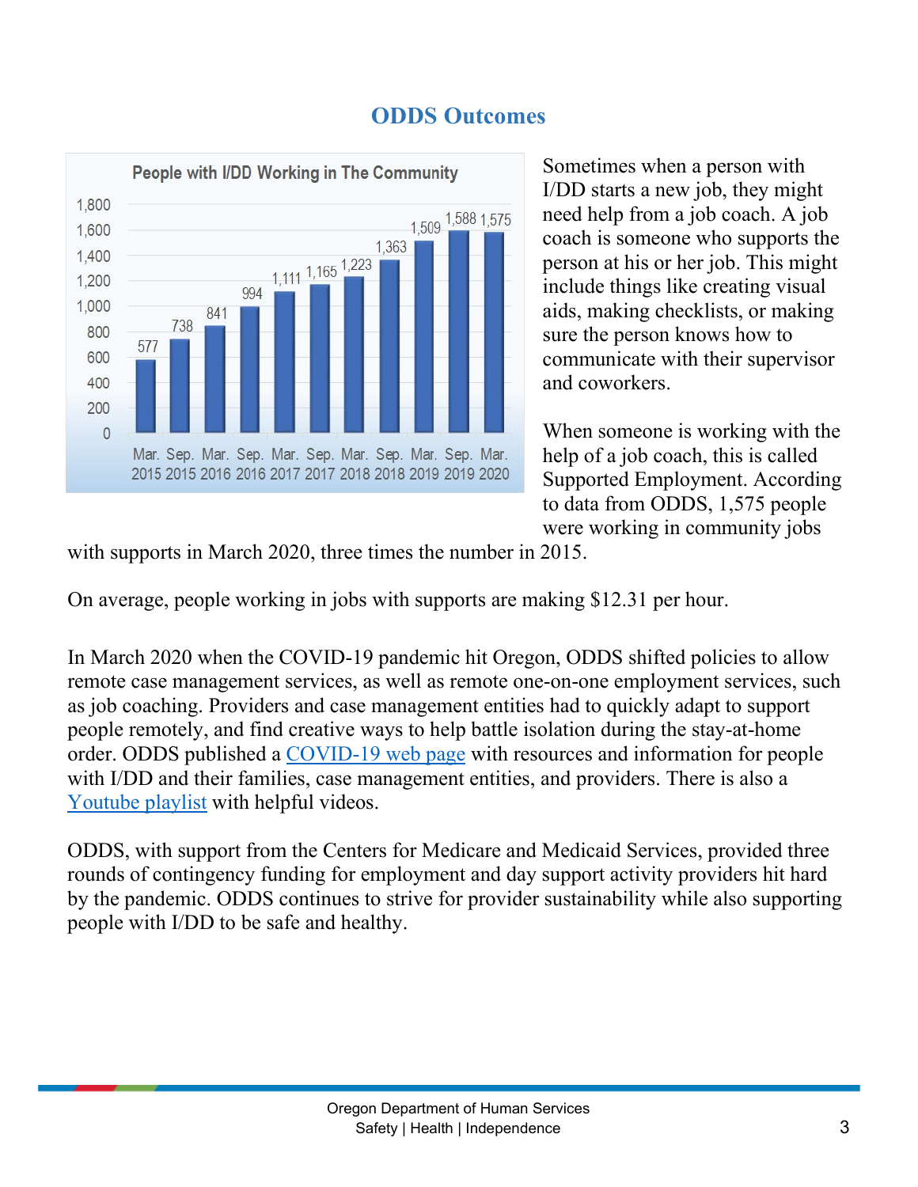## ODDS Outcomes

**People with I/DD Working in The Community**

| Date | People |
|---|---|
| Mar. 2015 | 577 |
| Sep. 2015 | 738 |
| Mar. 2016 | 841 |
| Sep. 2016 | 994 |
| Mar. 2017 | 1,111 |
| Sep. 2017 | 1,165 |
| Mar. 2018 | 1,223 |
| Sep. 2018 | 1,363 |
| Mar. 2019 | 1,509 |
| Sep. 2019 | 1,588 |
| Mar. 2020 | 1,575 |

Sometimes when a person with I/DD starts a new job, they might need help from a job coach. A job coach is someone who supports the person at his or her job. This might include things like creating visual aids, making checklists, or making sure the person knows how to communicate with their supervisor and coworkers.

When someone is working with the help of a job coach, this is called Supported Employment. According to data from ODDS, 1,575 people were working in community jobs with supports in March 2020, three times the number in 2015.

On average, people working in jobs with supports are making $12.31 per hour.

In March 2020 when the COVID-19 pandemic hit Oregon, ODDS shifted policies to allow remote case management services, as well as remote one-on-one employment services, such as job coaching. Providers and case management entities had to quickly adapt to support people remotely, and find creative ways to help battle isolation during the stay-at-home order. ODDS published a COVID-19 web page with resources and information for people with I/DD and their families, case management entities, and providers. There is also a Youtube playlist with helpful videos.

ODDS, with support from the Centers for Medicare and Medicaid Services, provided three rounds of contingency funding for employment and day support activity providers hit hard by the pandemic. ODDS continues to strive for provider sustainability while also supporting people with I/DD to be safe and healthy.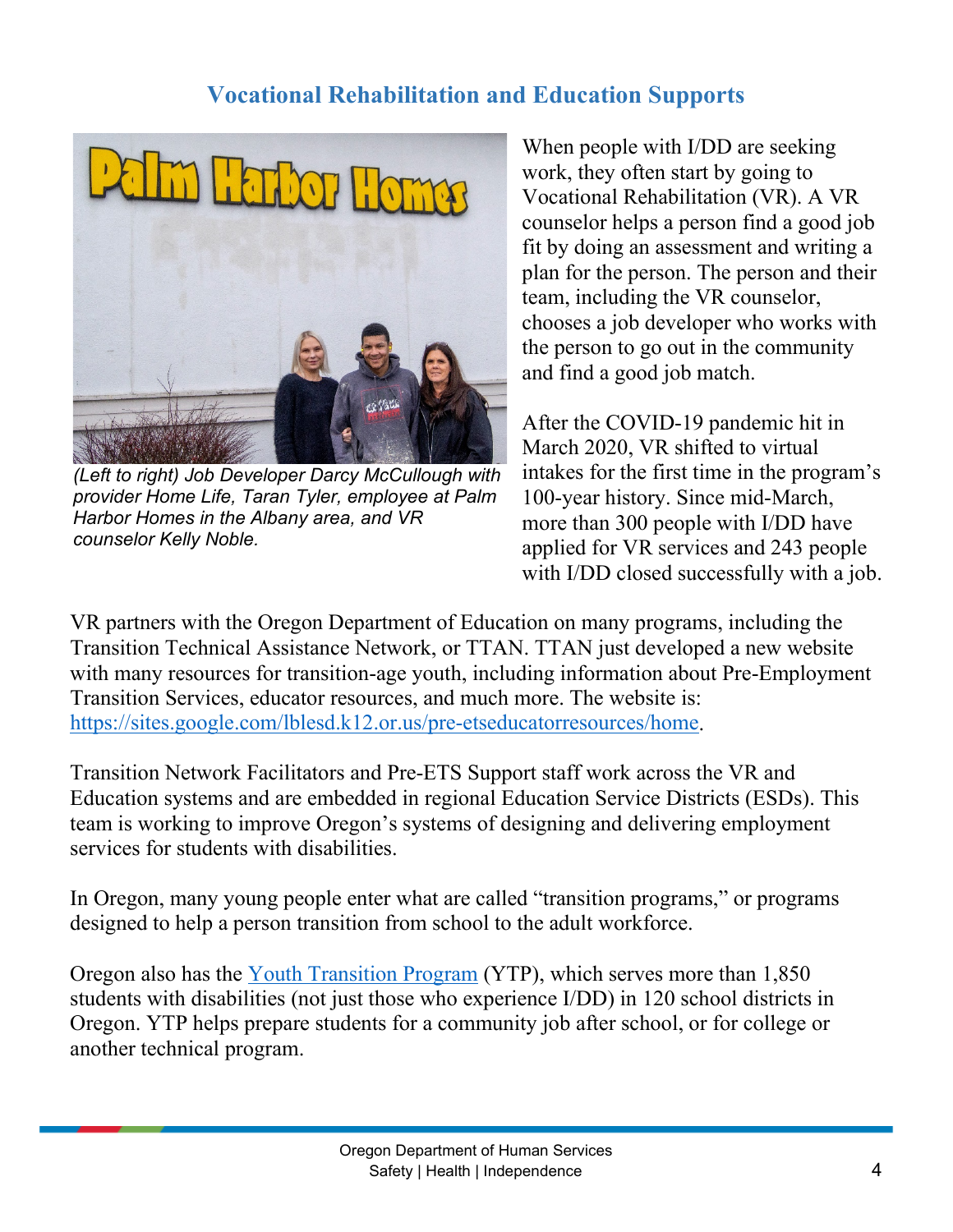## Vocational Rehabilitation and Education Supports

*(Left to right) Job Developer Darcy McCullough with provider Home Life, Taran Tyler, employee at Palm Harbor Homes in the Albany area, and VR counselor Kelly Noble.*

When people with I/DD are seeking work, they often start by going to Vocational Rehabilitation (VR). A VR counselor helps a person find a good job fit by doing an assessment and writing a plan for the person. The person and their team, including the VR counselor, chooses a job developer who works with the person to go out in the community and find a good job match.

After the COVID-19 pandemic hit in March 2020, VR shifted to virtual intakes for the first time in the program's 100-year history. Since mid-March, more than 300 people with I/DD have applied for VR services and 243 people with I/DD closed successfully with a job.

VR partners with the Oregon Department of Education on many programs, including the Transition Technical Assistance Network, or TTAN. TTAN just developed a new website with many resources for transition-age youth, including information about Pre-Employment Transition Services, educator resources, and much more. The website is: [https://sites.google.com/lblesd.k12.or.us/pre-etseducatorresources/home](https://sites.google.com/lblesd.k12.or.us/pre-etseducatorresources/home).

Transition Network Facilitators and Pre-ETS Support staff work across the VR and Education systems and are embedded in regional Education Service Districts (ESDs). This team is working to improve Oregon's systems of designing and delivering employment services for students with disabilities.

In Oregon, many young people enter what are called "transition programs," or programs designed to help a person transition from school to the adult workforce.

Oregon also has the Youth Transition Program (YTP), which serves more than 1,850 students with disabilities (not just those who experience I/DD) in 120 school districts in Oregon. YTP helps prepare students for a community job after school, or for college or another technical program.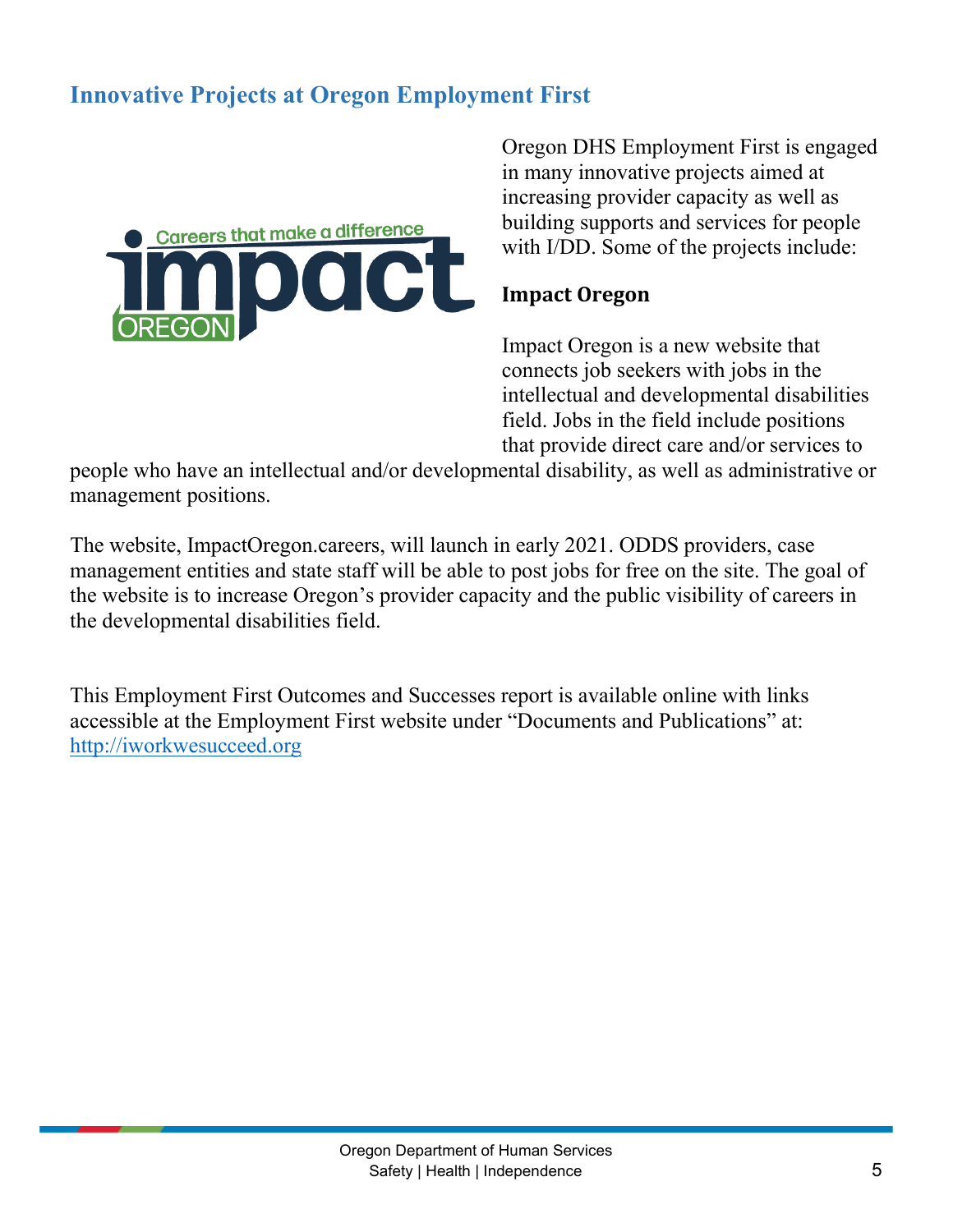## Innovative Projects at Oregon Employment First

Oregon DHS Employment First is engaged in many innovative projects aimed at increasing provider capacity as well as building supports and services for people with I/DD. Some of the projects include:

### Impact Oregon

Impact Oregon is a new website that connects job seekers with jobs in the intellectual and developmental disabilities field. Jobs in the field include positions that provide direct care and/or services to people who have an intellectual and/or developmental disability, as well as administrative or management positions.

The website, ImpactOregon.careers, will launch in early 2021. ODDS providers, case management entities and state staff will be able to post jobs for free on the site. The goal of the website is to increase Oregon's provider capacity and the public visibility of careers in the developmental disabilities field.

This Employment First Outcomes and Successes report is available online with links accessible at the Employment First website under "Documents and Publications" at: [http://iworkwesucceed.org](http://iworkwesucceed.org)